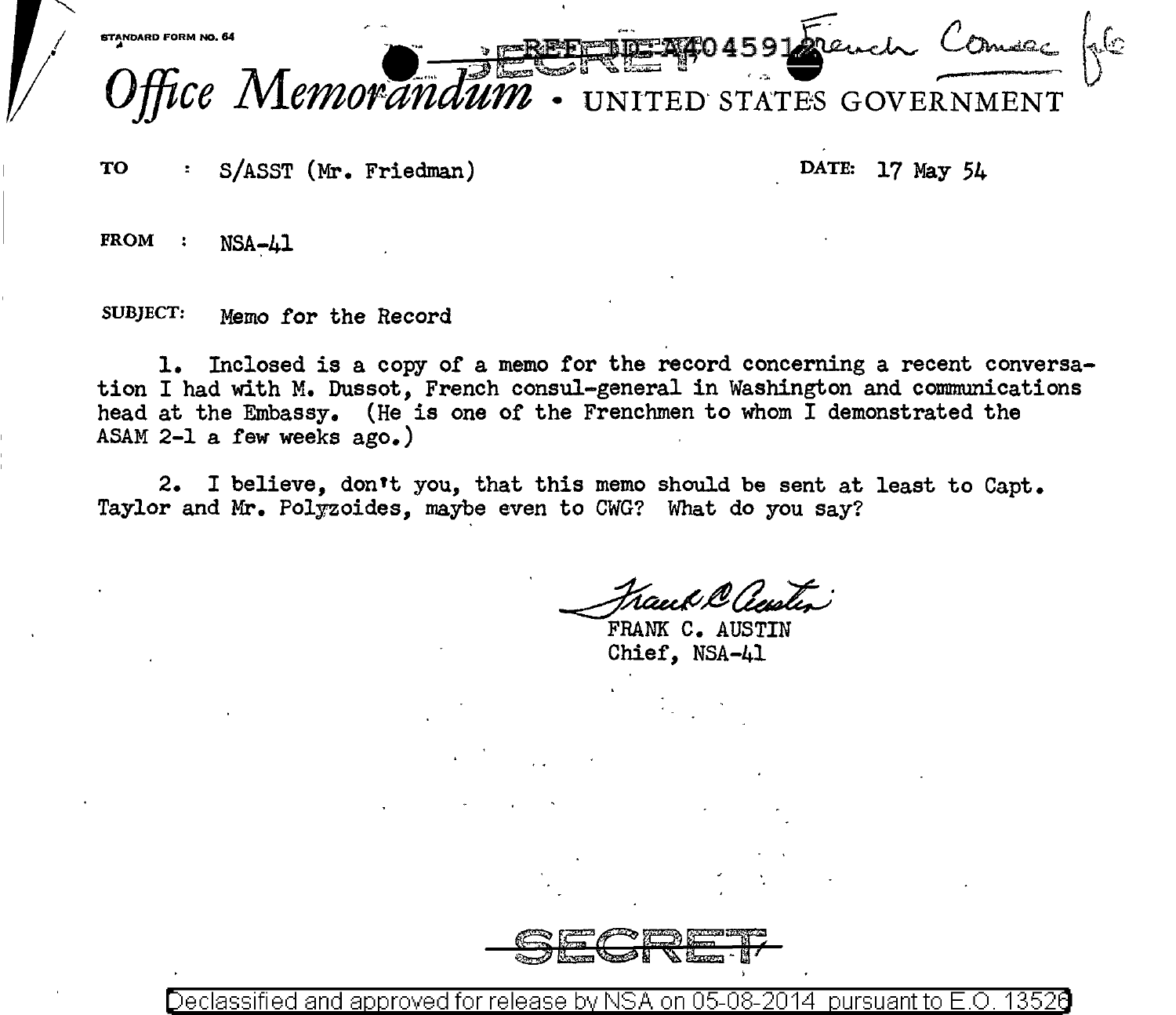STANDARD FORM NO. 64

REF ID:A404591 French Comsec file

SECRET

# Office Memorandum • UNITED STATES GOVERNMENT

TO : S/ASST (Mr. Friedman)

DATE: 17 May 54

FROM : NSA-41

SUBJECT: Memo for the Record

1. Inclosed is a copy of a memo for the record concerning a recent conversation I had with M. Dussot, French consul-general in Washington and communications head at the Embassy. (He is one of the Frenchmen to whom I demonstrated the ASAM 2-1 a few weeks ago.)

2. I believe, don't you, that this memo should be sent at least to Capt. Taylor and Mr. Polyzoides, maybe even to CWG? What do you say?

Frank C. Austin

FRANK C. AUSTIN
Chief, NSA-41

SECRET

Declassified and approved for release by NSA on 05-08-2014 pursuant to E.O. 13526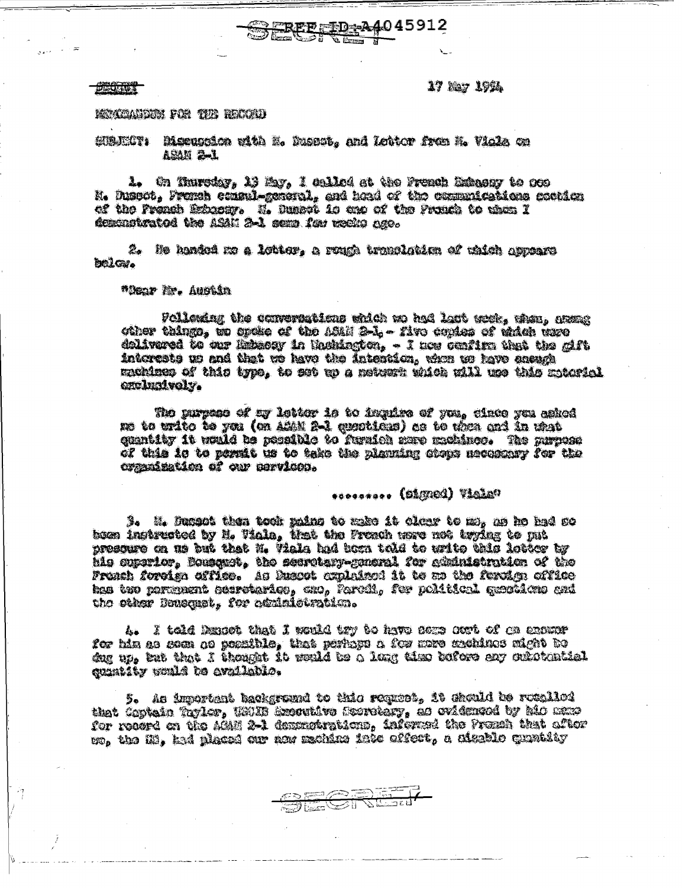SECRET

17 May 1954

MEMORANDUM FOR THE RECORD

SUBJECT: Discussion with M. Dusset, and Letter from M. Viala on ASAM 2-1

1. On Thursday, 13 May, I called at the French Embassy to see M. Dusset, French consul-general, and head of the communications section of the French Embassy. M. Dusset is one of the French to whom I demonstrated the ASAM 2-1 some few weeks ago.

2. He handed me a letter, a rough translation of which appears below.

"Dear Mr. Austin

Following the conversations which we had last week, when, among other things, we spoke of the ASAM 2-1, - five copies of which were delivered to our Embassy in Washington, - I now confirm that the gift interests us and that we have the intention, when we have enough machines of this type, to set up a network which will use this material exclusively.

The purpose of my letter is to inquire of you, since you asked me to write to you (on ASAM 2-1 questions) as to when and in what quantity it would be possible to furnish more machines. The purpose of this is to permit us to take the planning steps necessary for the organization of our services.

.......... (signed) Viala"

3. M. Dusset then took pains to make it clear to me, as he had so been instructed by M. Viala, that the French were not trying to put pressure on us but that M. Viala had been told to write this letter by his superior, Bousquet, the secretary-general for administration of the French foreign office. As Dusset explained it to me the foreign office has two permanent secretaries, one, Parodi, for political questions and the other Bousquet, for administration.

4. I told Dusset that I would try to have some sort of an answer for him as soon as possible, that perhaps a few more machines might be dug up, but that I thought it would be a long time before any substantial quantity would be available.

5. As important background to this request, it should be recalled that Captain Taylor, USCIB Executive Secretary, as evidenced by his memo for record on the ASAM 2-1 demonstrations, informed the French that after we, the US, had placed our new machine into effect, a sizable quantity

SECRET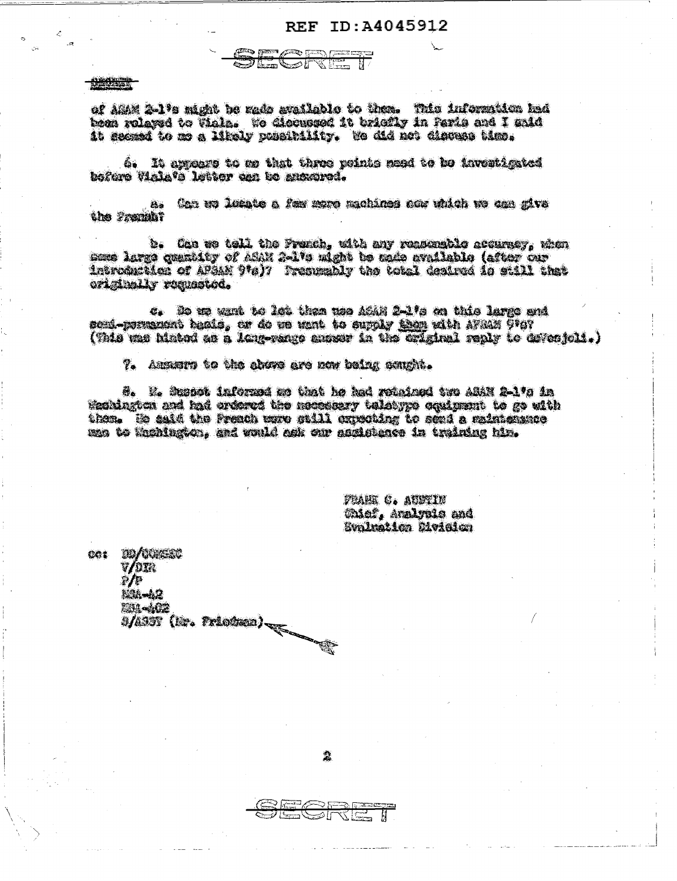REF ID:A4045912

SECRET

SECRET

of ASAM 2-1's might be made available to them. This information had been relayed to Viala. We discussed it briefly in Paris and I said it seemed to me a likely possibility. We did not discuss time.

6. It appears to me that three points need to be investigated before Viala's letter can be answered.

a. Can we locate a few more machines now which we can give the French?

b. Can we tell the French, with any reasonable accuracy, when some large quantity of ASAM 2-1's might be made available (after our introduction of AFSAM 9's)? Presumably the total desired is still that originally requested.

c. Do we want to let them use ASAM 2-1's on this large and semi-permanent basis, or do we want to supply them with AFSAM 9's? (This was hinted as a long-range answer in the original reply to deVosjoli.)

7. Answers to the above are now being sought.

8. M. Bussot informed me that he had retained two ASAM 2-1's in Washington and had ordered the necessary teletype equipment to go with them. He said the French were still expecting to send a maintenance man to Washington, and would ask our assistance in training him.

FRANK G. AUSTIN
Chief, Analysis and
Evaluation Division

cc: DD/COMSEC
V/DIR
P/P
NSA-42
NSA-402
S/ASST (Mr. Friedman)

SECRET